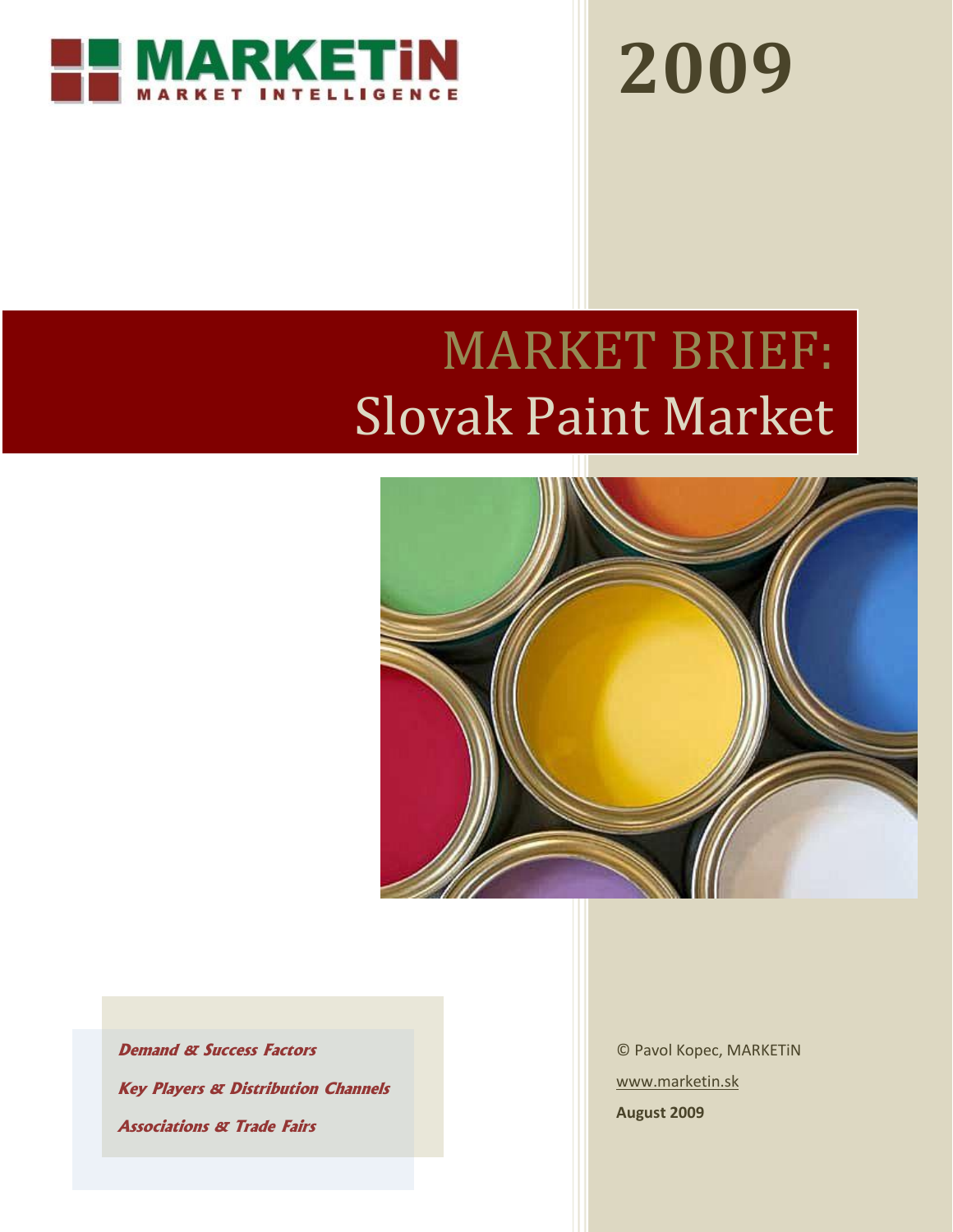MARKETiN
MARKET INTELLIGENCE

# 2009

# MARKET BRIEF: Slovak Paint Market

*Demand & Success Factors*

*Key Players & Distribution Channels*

*Associations & Trade Fairs*

© Pavol Kopec, MARKETiN

www.marketin.sk

**August 2009**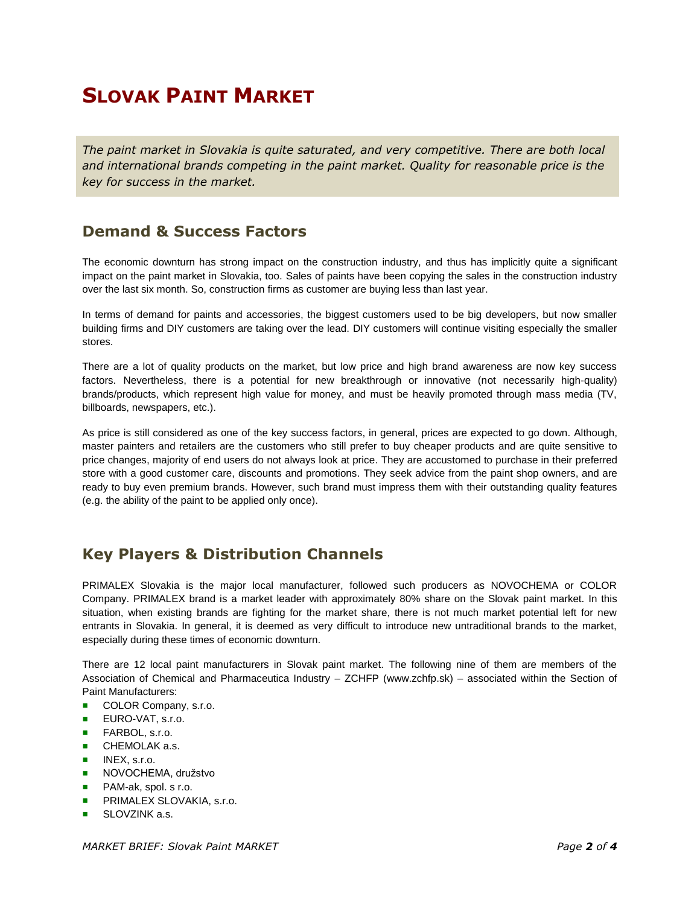# SLOVAK PAINT MARKET

*The paint market in Slovakia is quite saturated, and very competitive. There are both local and international brands competing in the paint market. Quality for reasonable price is the key for success in the market.*

## Demand & Success Factors

The economic downturn has strong impact on the construction industry, and thus has implicitly quite a significant impact on the paint market in Slovakia, too. Sales of paints have been copying the sales in the construction industry over the last six month. So, construction firms as customer are buying less than last year.

In terms of demand for paints and accessories, the biggest customers used to be big developers, but now smaller building firms and DIY customers are taking over the lead. DIY customers will continue visiting especially the smaller stores.

There are a lot of quality products on the market, but low price and high brand awareness are now key success factors. Nevertheless, there is a potential for new breakthrough or innovative (not necessarily high-quality) brands/products, which represent high value for money, and must be heavily promoted through mass media (TV, billboards, newspapers, etc.).

As price is still considered as one of the key success factors, in general, prices are expected to go down. Although, master painters and retailers are the customers who still prefer to buy cheaper products and are quite sensitive to price changes, majority of end users do not always look at price. They are accustomed to purchase in their preferred store with a good customer care, discounts and promotions. They seek advice from the paint shop owners, and are ready to buy even premium brands. However, such brand must impress them with their outstanding quality features (e.g. the ability of the paint to be applied only once).

## Key Players & Distribution Channels

PRIMALEX Slovakia is the major local manufacturer, followed such producers as NOVOCHEMA or COLOR Company. PRIMALEX brand is a market leader with approximately 80% share on the Slovak paint market. In this situation, when existing brands are fighting for the market share, there is not much market potential left for new entrants in Slovakia. In general, it is deemed as very difficult to introduce new untraditional brands to the market, especially during these times of economic downturn.

There are 12 local paint manufacturers in Slovak paint market. The following nine of them are members of the Association of Chemical and Pharmaceutica Industry – ZCHFP (www.zchfp.sk) – associated within the Section of Paint Manufacturers:

- COLOR Company, s.r.o.
- EURO-VAT, s.r.o.
- FARBOL, s.r.o.
- CHEMOLAK a.s.
- INEX, s.r.o.
- NOVOCHEMA, družstvo
- PAM-ak, spol. s r.o.
- PRIMALEX SLOVAKIA, s.r.o.
- SLOVZINK a.s.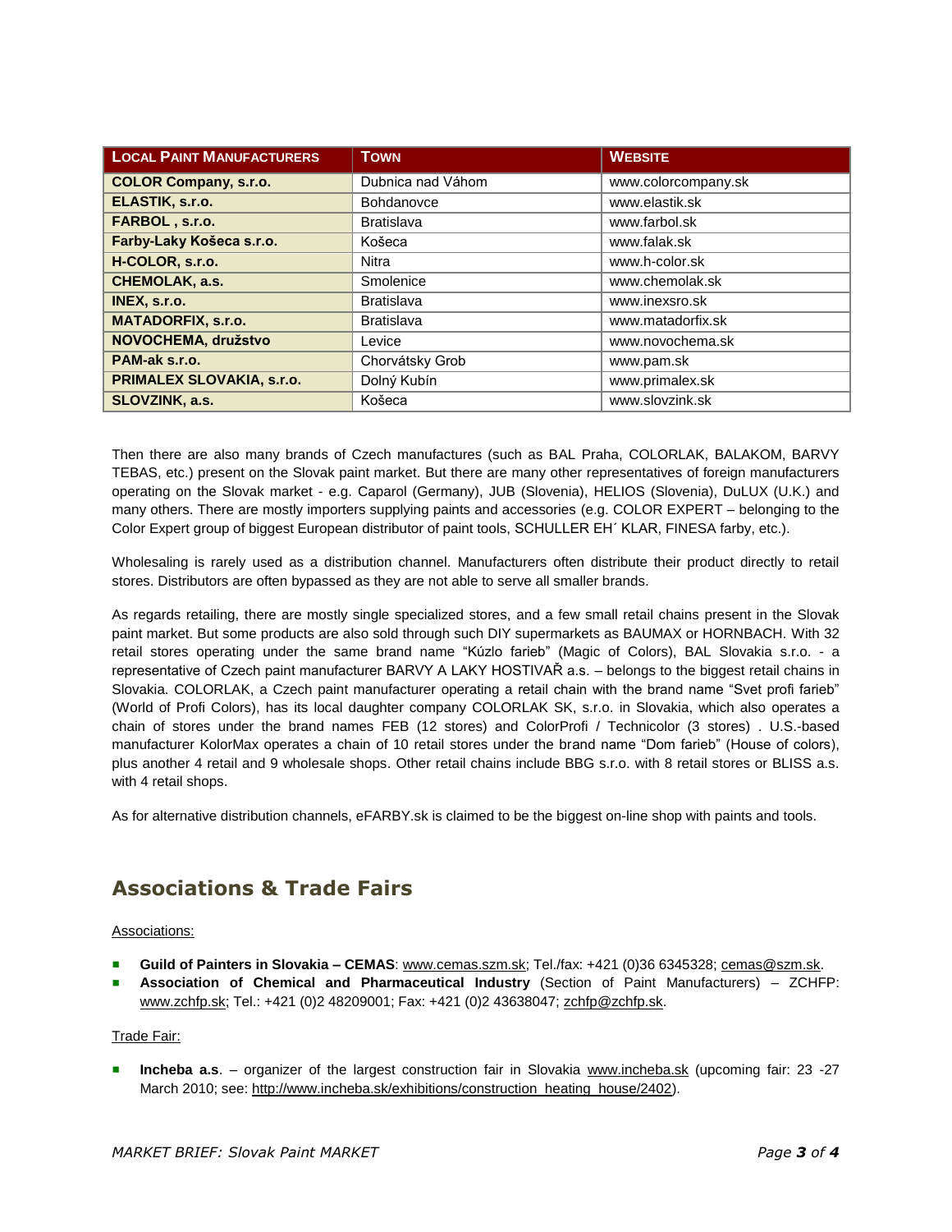| LOCAL PAINT MANUFACTURERS | TOWN | WEBSITE |
|---|---|---|
| **COLOR Company, s.r.o.** | Dubnica nad Váhom | www.colorcompany.sk |
| **ELASTIK, s.r.o.** | Bohdanovce | www.elastik.sk |
| **FARBOL , s.r.o.** | Bratislava | www.farbol.sk |
| **Farby-Laky Košeca s.r.o.** | Košeca | www.falak.sk |
| **H-COLOR, s.r.o.** | Nitra | www.h-color.sk |
| **CHEMOLAK, a.s.** | Smolenice | www.chemolak.sk |
| **INEX, s.r.o.** | Bratislava | www.inexsro.sk |
| **MATADORFIX, s.r.o.** | Bratislava | www.matadorfix.sk |
| **NOVOCHEMA, družstvo** | Levice | www.novochema.sk |
| **PAM-ak s.r.o.** | Chorvátsky Grob | www.pam.sk |
| **PRIMALEX SLOVAKIA, s.r.o.** | Dolný Kubín | www.primalex.sk |
| **SLOVZINK, a.s.** | Košeca | www.slovzink.sk |

Then there are also many brands of Czech manufactures (such as BAL Praha, COLORLAK, BALAKOM, BARVY TEBAS, etc.) present on the Slovak paint market. But there are many other representatives of foreign manufacturers operating on the Slovak market - e.g. Caparol (Germany), JUB (Slovenia), HELIOS (Slovenia), DuLUX (U.K.) and many others. There are mostly importers supplying paints and accessories (e.g. COLOR EXPERT – belonging to the Color Expert group of biggest European distributor of paint tools, SCHULLER EH´ KLAR, FINESA farby, etc.).

Wholesaling is rarely used as a distribution channel. Manufacturers often distribute their product directly to retail stores. Distributors are often bypassed as they are not able to serve all smaller brands.

As regards retailing, there are mostly single specialized stores, and a few small retail chains present in the Slovak paint market. But some products are also sold through such DIY supermarkets as BAUMAX or HORNBACH. With 32 retail stores operating under the same brand name "Kúzlo farieb" (Magic of Colors), BAL Slovakia s.r.o. - a representative of Czech paint manufacturer BARVY A LAKY HOSTIVAŘ a.s. – belongs to the biggest retail chains in Slovakia. COLORLAK, a Czech paint manufacturer operating a retail chain with the brand name "Svet profi farieb" (World of Profi Colors), has its local daughter company COLORLAK SK, s.r.o. in Slovakia, which also operates a chain of stores under the brand names FEB (12 stores) and ColorProfi / Technicolor (3 stores) . U.S.-based manufacturer KolorMax operates a chain of 10 retail stores under the brand name "Dom farieb" (House of colors), plus another 4 retail and 9 wholesale shops. Other retail chains include BBG s.r.o. with 8 retail stores or BLISS a.s. with 4 retail shops.

As for alternative distribution channels, eFARBY.sk is claimed to be the biggest on-line shop with paints and tools.

## Associations & Trade Fairs

Associations:

- **Guild of Painters in Slovakia – CEMAS**: www.cemas.szm.sk; Tel./fax: +421 (0)36 6345328; cemas@szm.sk.
- **Association of Chemical and Pharmaceutical Industry** (Section of Paint Manufacturers) – ZCHFP: www.zchfp.sk; Tel.: +421 (0)2 48209001; Fax: +421 (0)2 43638047; zchfp@zchfp.sk.

Trade Fair:

- **Incheba a.s**. – organizer of the largest construction fair in Slovakia www.incheba.sk (upcoming fair: 23 -27 March 2010; see: http://www.incheba.sk/exhibitions/construction_heating_house/2402).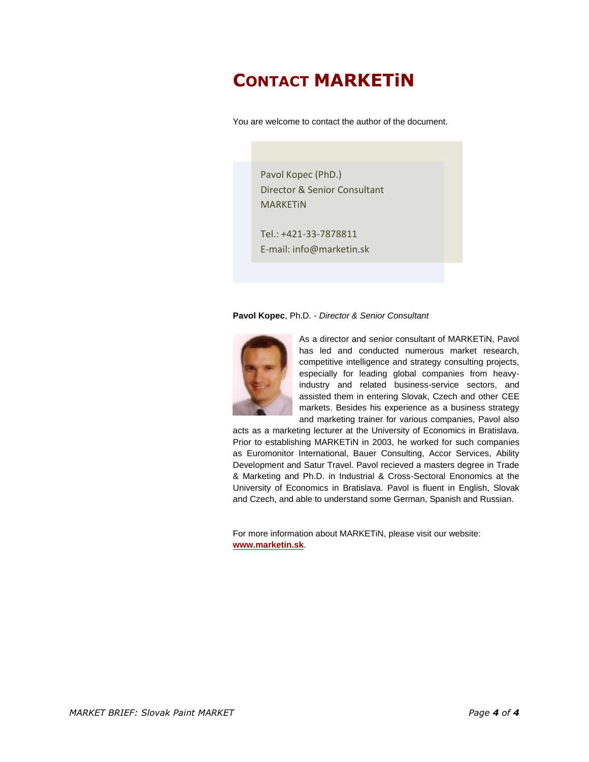# CONTACT MARKETiN

You are welcome to contact the author of the document.

Pavol Kopec (PhD.)
Director & Senior Consultant
MARKETiN

Tel.: +421-33-7878811
E-mail: info@marketin.sk

**Pavol Kopec**, Ph.D. - *Director & Senior Consultant*

As a director and senior consultant of MARKETiN, Pavol has led and conducted numerous market research, competitive intelligence and strategy consulting projects, especially for leading global companies from heavy-industry and related business-service sectors, and assisted them in entering Slovak, Czech and other CEE markets. Besides his experience as a business strategy and marketing trainer for various companies, Pavol also acts as a marketing lecturer at the University of Economics in Bratislava. Prior to establishing MARKETiN in 2003, he worked for such companies as Euromonitor International, Bauer Consulting, Accor Services, Ability Development and Satur Travel. Pavol recieved a masters degree in Trade & Marketing and Ph.D. in Industrial & Cross-Sectoral Enonomics at the University of Economics in Bratislava. Pavol is fluent in English, Slovak and Czech, and able to understand some German, Spanish and Russian.

For more information about MARKETiN, please visit our website: **www.marketin.sk**.